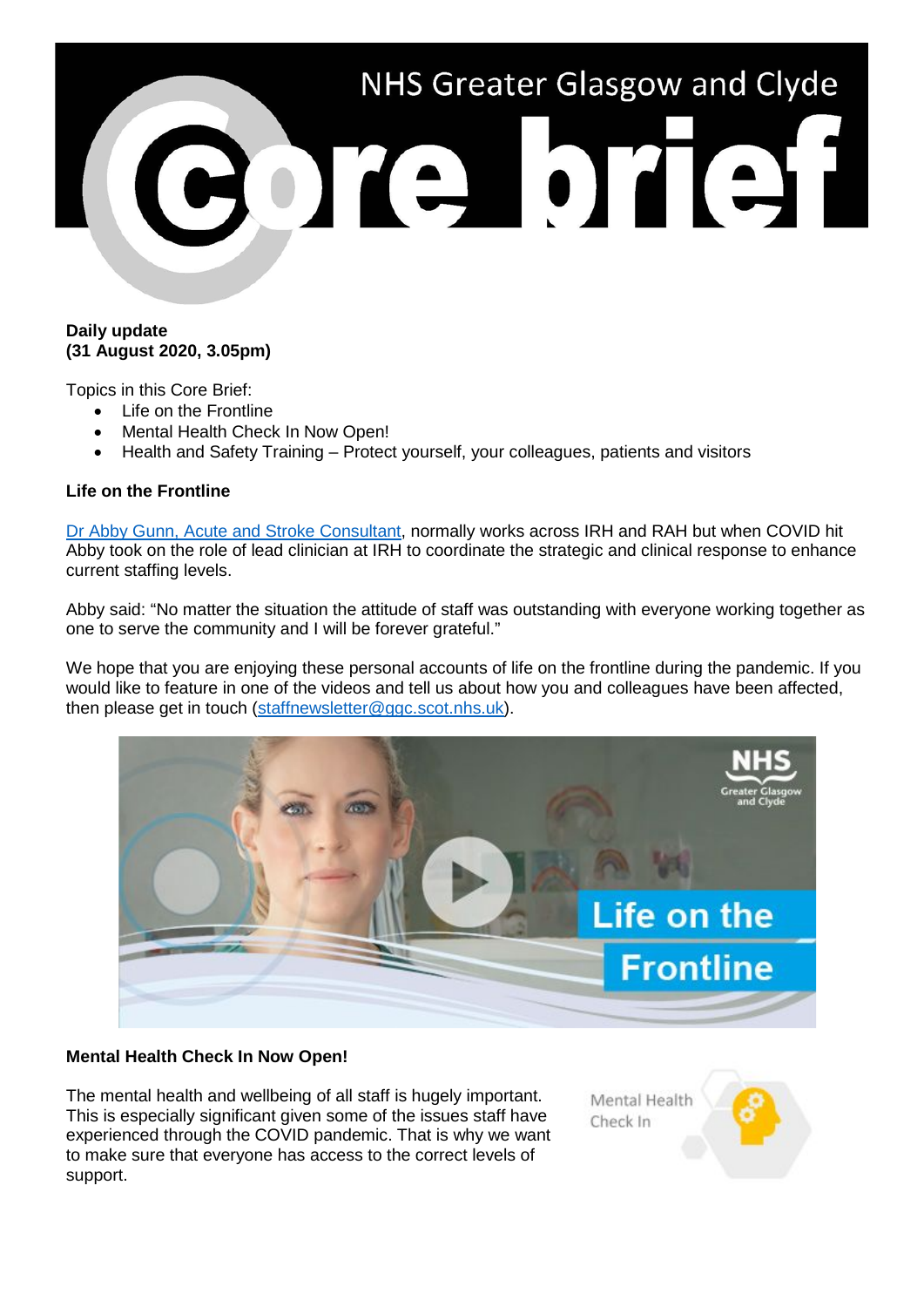# NHS Greater Glasgow and Clyde Core brief

**Daily update**
**(31 August 2020, 3.05pm)**

Topics in this Core Brief:

- Life on the Frontline
- Mental Health Check In Now Open!
- Health and Safety Training – Protect yourself, your colleagues, patients and visitors

**Life on the Frontline**

Dr Abby Gunn, Acute and Stroke Consultant, normally works across IRH and RAH but when COVID hit Abby took on the role of lead clinician at IRH to coordinate the strategic and clinical response to enhance current staffing levels.

Abby said: "No matter the situation the attitude of staff was outstanding with everyone working together as one to serve the community and I will be forever grateful."

We hope that you are enjoying these personal accounts of life on the frontline during the pandemic. If you would like to feature in one of the videos and tell us about how you and colleagues have been affected, then please get in touch (staffnewsletter@ggc.scot.nhs.uk).

**Mental Health Check In Now Open!**

The mental health and wellbeing of all staff is hugely important. This is especially significant given some of the issues staff have experienced through the COVID pandemic. That is why we want to make sure that everyone has access to the correct levels of support.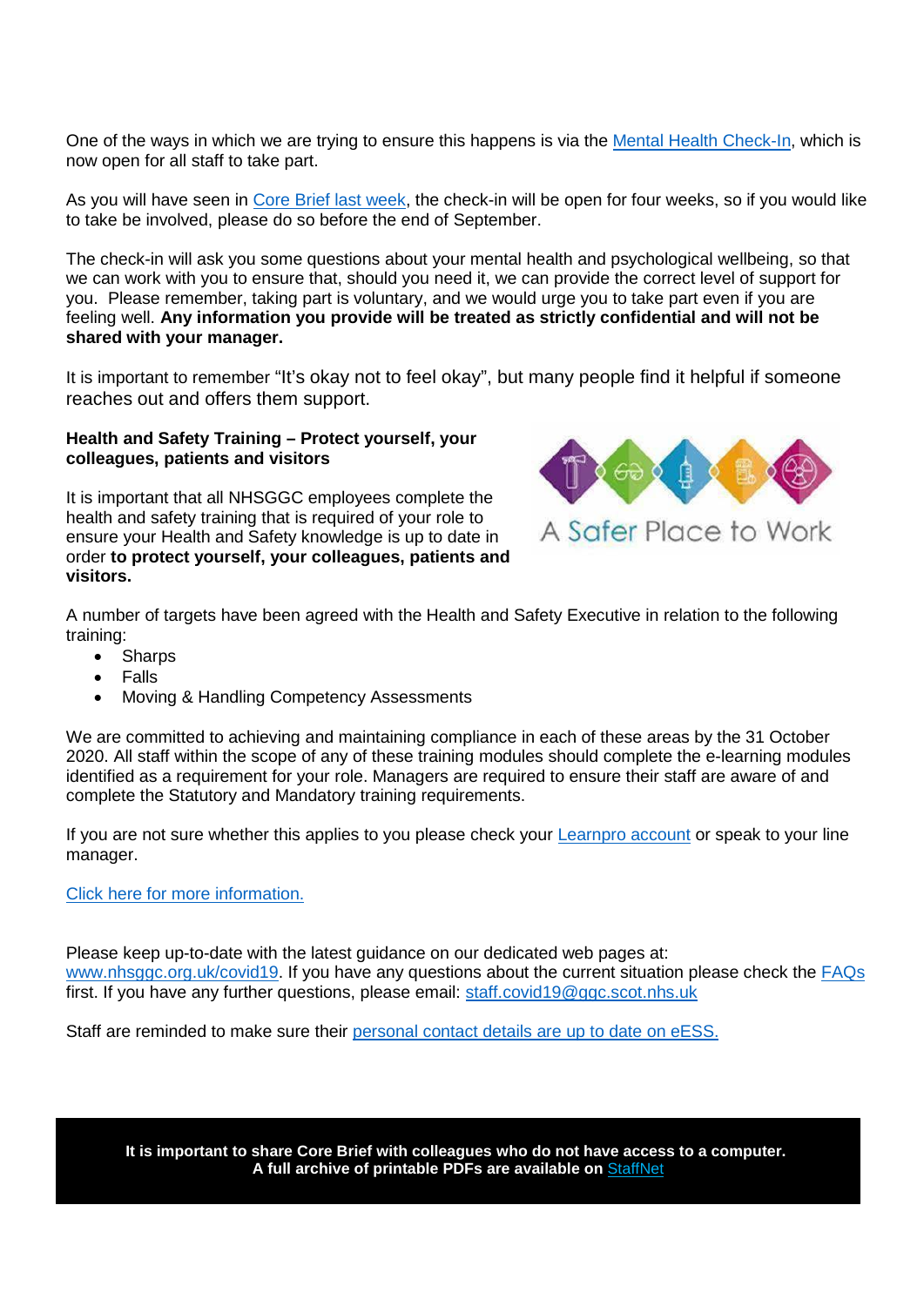One of the ways in which we are trying to ensure this happens is via the Mental Health Check-In, which is now open for all staff to take part.

As you will have seen in Core Brief last week, the check-in will be open for four weeks, so if you would like to take be involved, please do so before the end of September.

The check-in will ask you some questions about your mental health and psychological wellbeing, so that we can work with you to ensure that, should you need it, we can provide the correct level of support for you. Please remember, taking part is voluntary, and we would urge you to take part even if you are feeling well. **Any information you provide will be treated as strictly confidential and will not be shared with your manager.**

It is important to remember "It's okay not to feel okay", but many people find it helpful if someone reaches out and offers them support.

**Health and Safety Training – Protect yourself, your colleagues, patients and visitors**

A Safer Place to Work

It is important that all NHSGGC employees complete the health and safety training that is required of your role to ensure your Health and Safety knowledge is up to date in order **to protect yourself, your colleagues, patients and visitors.**

A number of targets have been agreed with the Health and Safety Executive in relation to the following training:

- Sharps
- Falls
- Moving & Handling Competency Assessments

We are committed to achieving and maintaining compliance in each of these areas by the 31 October 2020. All staff within the scope of any of these training modules should complete the e-learning modules identified as a requirement for your role. Managers are required to ensure their staff are aware of and complete the Statutory and Mandatory training requirements.

If you are not sure whether this applies to you please check your Learnpro account or speak to your line manager.

Click here for more information.

Please keep up-to-date with the latest guidance on our dedicated web pages at: www.nhsggc.org.uk/covid19. If you have any questions about the current situation please check the FAQs first. If you have any further questions, please email: staff.covid19@ggc.scot.nhs.uk

Staff are reminded to make sure their personal contact details are up to date on eESS.

**It is important to share Core Brief with colleagues who do not have access to a computer. A full archive of printable PDFs are available on** StaffNet